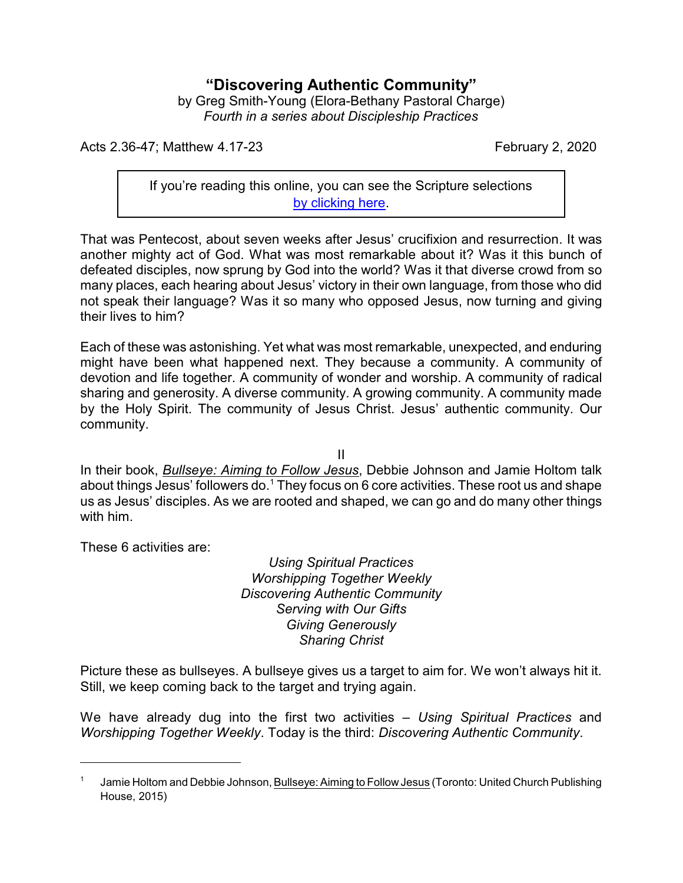# "Discovering Authentic Community"

by Greg Smith-Young (Elora-Bethany Pastoral Charge)
*Fourth in a series about Discipleship Practices*

Acts 2.36-47; Matthew 4.17-23 February 2, 2020

> If you're reading this online, you can see the Scripture selections [by clicking here](#).

That was Pentecost, about seven weeks after Jesus' crucifixion and resurrection. It was another mighty act of God. What was most remarkable about it? Was it this bunch of defeated disciples, now sprung by God into the world? Was it that diverse crowd from so many places, each hearing about Jesus' victory in their own language, from those who did not speak their language? Was it so many who opposed Jesus, now turning and giving their lives to him?

Each of these was astonishing. Yet what was most remarkable, unexpected, and enduring might have been what happened next. They because a community. A community of devotion and life together. A community of wonder and worship. A community of radical sharing and generosity. A diverse community. A growing community. A community made by the Holy Spirit. The community of Jesus Christ. Jesus' authentic community. Our community.

II

In their book, ***Bullseye: Aiming to Follow Jesus***, Debbie Johnson and Jamie Holtom talk about things Jesus' followers do.[1] They focus on 6 core activities. These root us and shape us as Jesus' disciples. As we are rooted and shaped, we can go and do many other things with him.

These 6 activities are:

*Using Spiritual Practices*
*Worshipping Together Weekly*
*Discovering Authentic Community*
*Serving with Our Gifts*
*Giving Generously*
*Sharing Christ*

Picture these as bullseyes. A bullseye gives us a target to aim for. We won't always hit it. Still, we keep coming back to the target and trying again.

We have already dug into the first two activities – *Using Spiritual Practices* and *Worshipping Together Weekly*. Today is the third: *Discovering Authentic Community*.

---

[1] Jamie Holtom and Debbie Johnson, Bullseye: Aiming to Follow Jesus (Toronto: United Church Publishing House, 2015)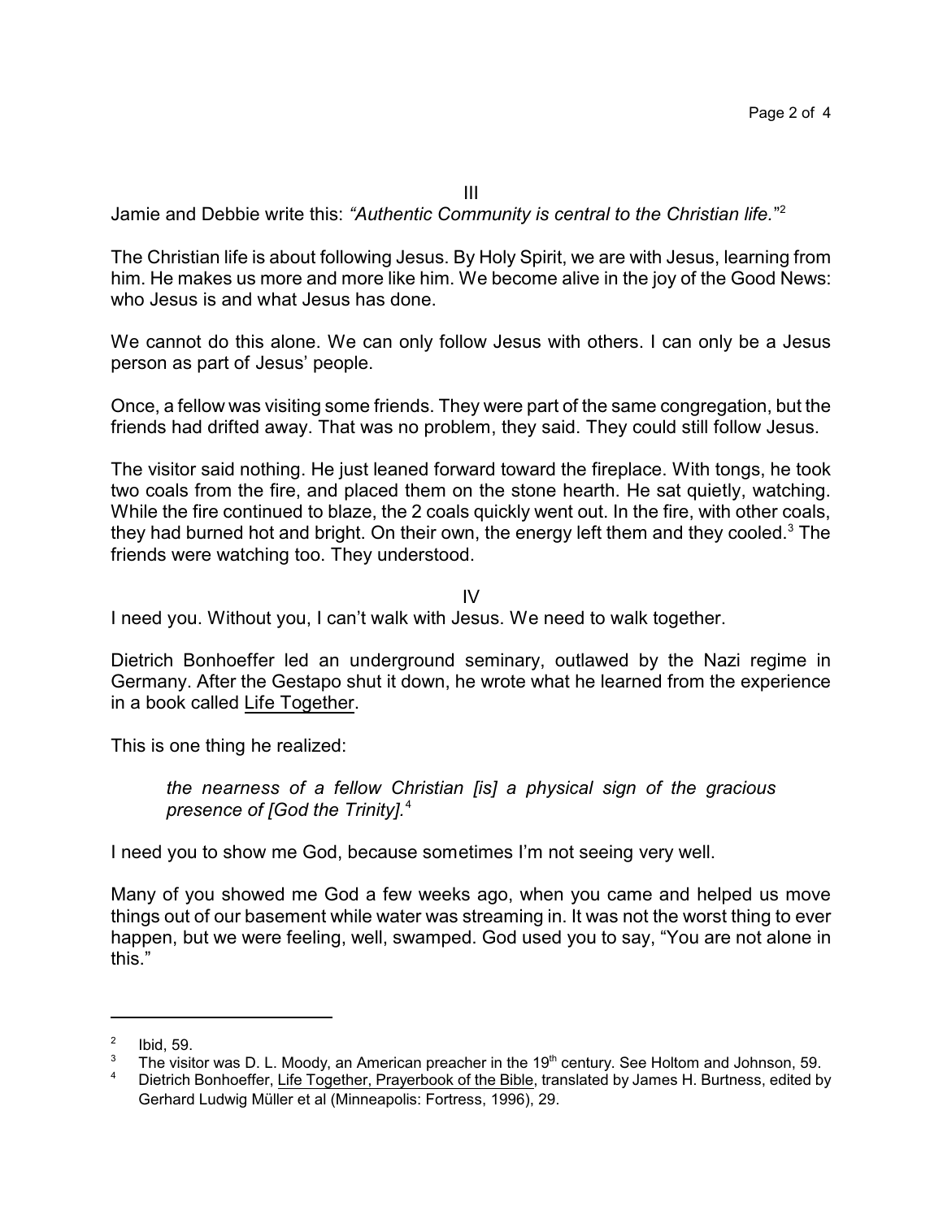III

Jamie and Debbie write this: *"Authentic Community is central to the Christian life."*[2]

The Christian life is about following Jesus. By Holy Spirit, we are with Jesus, learning from him. He makes us more and more like him. We become alive in the joy of the Good News: who Jesus is and what Jesus has done.

We cannot do this alone. We can only follow Jesus with others. I can only be a Jesus person as part of Jesus' people.

Once, a fellow was visiting some friends. They were part of the same congregation, but the friends had drifted away. That was no problem, they said. They could still follow Jesus.

The visitor said nothing. He just leaned forward toward the fireplace. With tongs, he took two coals from the fire, and placed them on the stone hearth. He sat quietly, watching. While the fire continued to blaze, the 2 coals quickly went out. In the fire, with other coals, they had burned hot and bright. On their own, the energy left them and they cooled.[3] The friends were watching too. They understood.

IV

I need you. Without you, I can't walk with Jesus. We need to walk together.

Dietrich Bonhoeffer led an underground seminary, outlawed by the Nazi regime in Germany. After the Gestapo shut it down, he wrote what he learned from the experience in a book called Life Together.

This is one thing he realized:

> *the nearness of a fellow Christian [is] a physical sign of the gracious presence of [God the Trinity].*[4]

I need you to show me God, because sometimes I'm not seeing very well.

Many of you showed me God a few weeks ago, when you came and helped us move things out of our basement while water was streaming in. It was not the worst thing to ever happen, but we were feeling, well, swamped. God used you to say, "You are not alone in this."

---

[2] Ibid, 59.

[3] The visitor was D. L. Moody, an American preacher in the 19th century. See Holtom and Johnson, 59.

[4] Dietrich Bonhoeffer, Life Together, Prayerbook of the Bible, translated by James H. Burtness, edited by Gerhard Ludwig Müller et al (Minneapolis: Fortress, 1996), 29.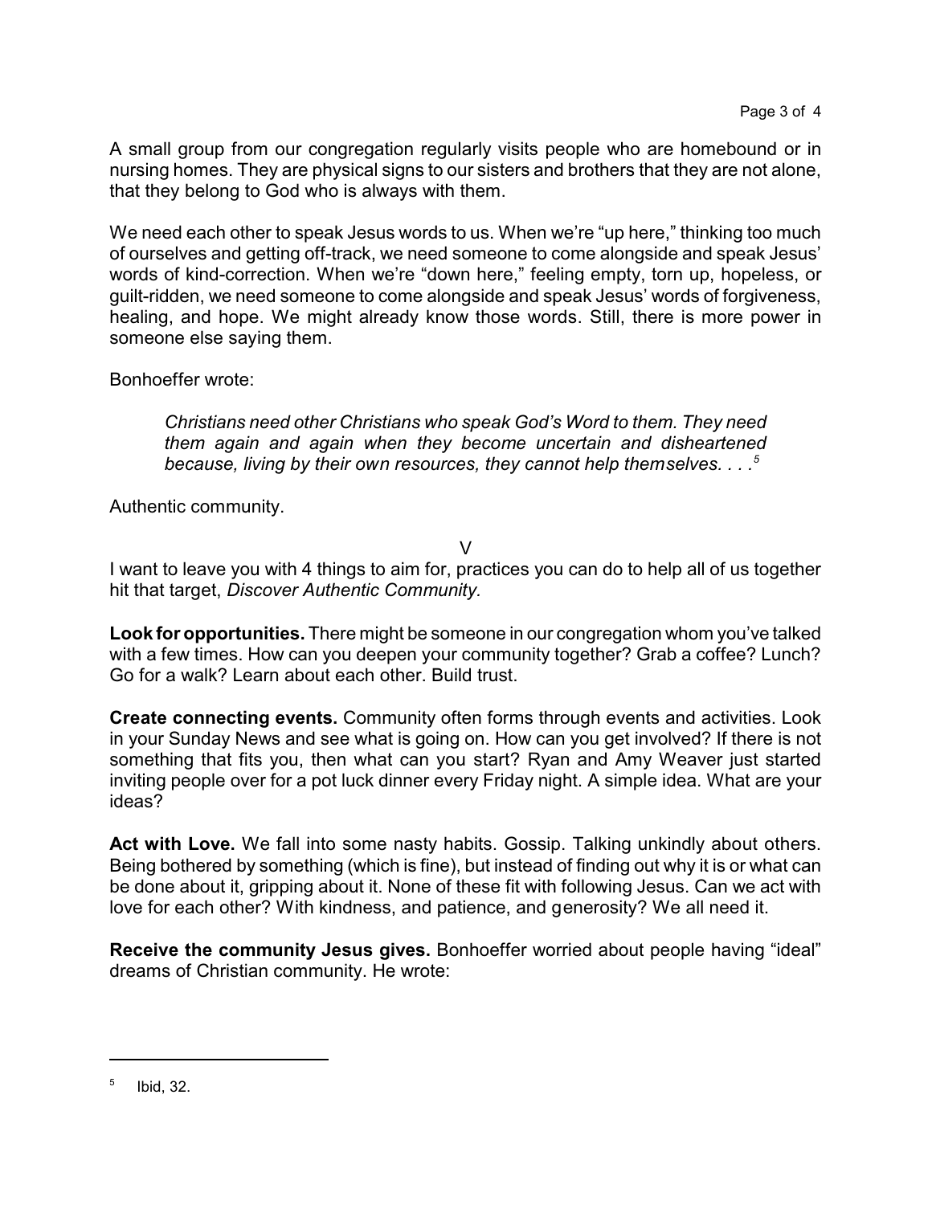A small group from our congregation regularly visits people who are homebound or in nursing homes. They are physical signs to our sisters and brothers that they are not alone, that they belong to God who is always with them.

We need each other to speak Jesus words to us. When we're "up here," thinking too much of ourselves and getting off-track, we need someone to come alongside and speak Jesus' words of kind-correction. When we're "down here," feeling empty, torn up, hopeless, or guilt-ridden, we need someone to come alongside and speak Jesus' words of forgiveness, healing, and hope. We might already know those words. Still, there is more power in someone else saying them.

Bonhoeffer wrote:

> *Christians need other Christians who speak God's Word to them. They need them again and again when they become uncertain and disheartened because, living by their own resources, they cannot help themselves. . . .*[5]

Authentic community.

V

I want to leave you with 4 things to aim for, practices you can do to help all of us together hit that target, *Discover Authentic Community.*

**Look for opportunities.** There might be someone in our congregation whom you've talked with a few times. How can you deepen your community together? Grab a coffee? Lunch? Go for a walk? Learn about each other. Build trust.

**Create connecting events.** Community often forms through events and activities. Look in your Sunday News and see what is going on. How can you get involved? If there is not something that fits you, then what can you start? Ryan and Amy Weaver just started inviting people over for a pot luck dinner every Friday night. A simple idea. What are your ideas?

**Act with Love.** We fall into some nasty habits. Gossip. Talking unkindly about others. Being bothered by something (which is fine), but instead of finding out why it is or what can be done about it, gripping about it. None of these fit with following Jesus. Can we act with love for each other? With kindness, and patience, and generosity? We all need it.

**Receive the community Jesus gives.** Bonhoeffer worried about people having "ideal" dreams of Christian community. He wrote:

---

[5] Ibid, 32.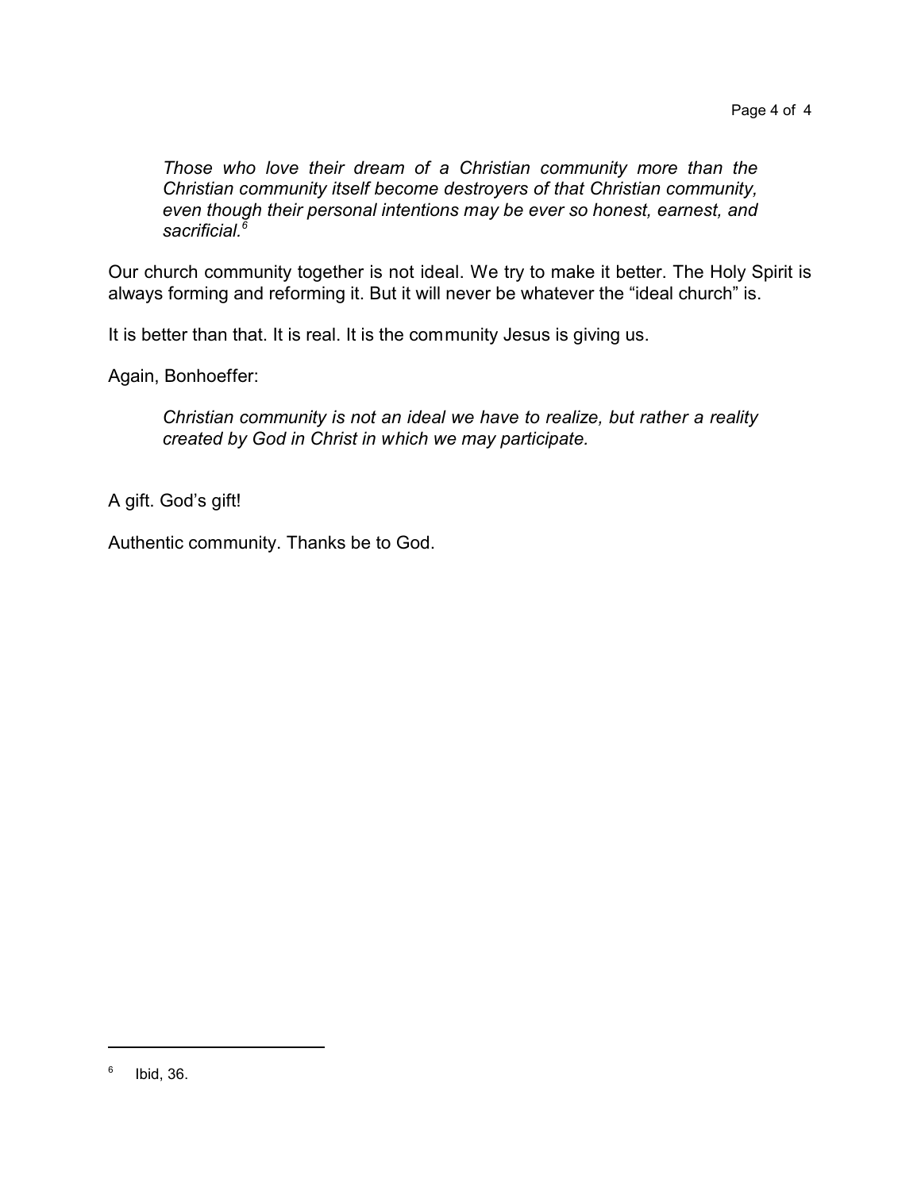> *Those who love their dream of a Christian community more than the Christian community itself become destroyers of that Christian community, even though their personal intentions may be ever so honest, earnest, and sacrificial.*[6]

Our church community together is not ideal. We try to make it better. The Holy Spirit is always forming and reforming it. But it will never be whatever the "ideal church" is.

It is better than that. It is real. It is the community Jesus is giving us.

Again, Bonhoeffer:

> *Christian community is not an ideal we have to realize, but rather a reality created by God in Christ in which we may participate.*

A gift. God's gift!

Authentic community. Thanks be to God.

---

[6] Ibid, 36.